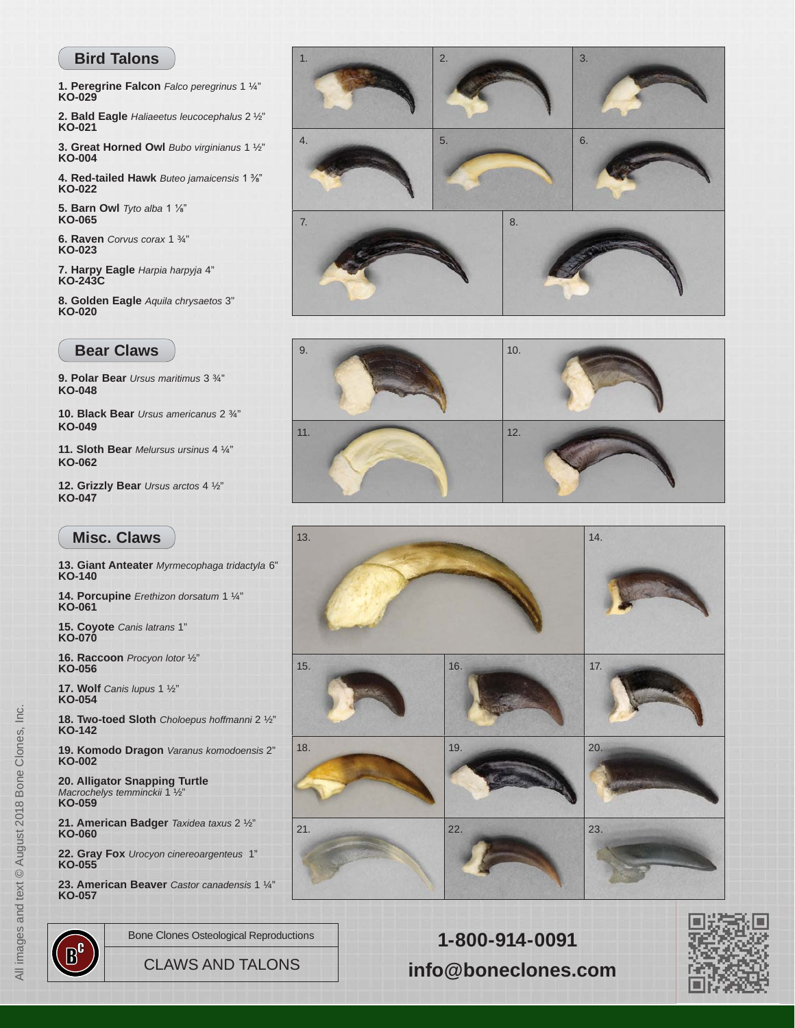## Bird Talons

**1. Peregrine Falcon** *Falco peregrinus* 1 ¼"
**KO-029**

**2. Bald Eagle** *Haliaeetus leucocephalus* 2 ½"
**KO-021**

**3. Great Horned Owl** *Bubo virginianus* 1 ½"
**KO-004**

**4. Red-tailed Hawk** *Buteo jamaicensis* 1 ⅜"
**KO-022**

**5. Barn Owl** *Tyto alba* 1 ⅛"
**KO-065**

**6. Raven** *Corvus corax* 1 ¾"
**KO-023**

**7. Harpy Eagle** *Harpia harpyja* 4"
**KO-243C**

**8. Golden Eagle** *Aquila chrysaetos* 3"
**KO-020**

## Bear Claws

**9. Polar Bear** *Ursus maritimus* 3 ¾"
**KO-048**

**10. Black Bear** *Ursus americanus* 2 ¾"
**KO-049**

**11. Sloth Bear** *Melursus ursinus* 4 ¼"
**KO-062**

**12. Grizzly Bear** *Ursus arctos* 4 ½"
**KO-047**

## Misc. Claws

**13. Giant Anteater** *Myrmecophaga tridactyla* 6"
**KO-140**

**14. Porcupine** *Erethizon dorsatum* 1 ¼"
**KO-061**

**15. Coyote** *Canis latrans* 1"
**KO-070**

**16. Raccoon** *Procyon lotor* ½"
**KO-056**

**17. Wolf** *Canis lupus* 1 ½"
**KO-054**

**18. Two-toed Sloth** *Choloepus hoffmanni* 2 ½"
**KO-142**

**19. Komodo Dragon** *Varanus komodoensis* 2"
**KO-002**

**20. Alligator Snapping Turtle**
*Macrochelys temminckii* 1 ½"
**KO-059**

**21. American Badger** *Taxidea taxus* 2 ½"
**KO-060**

**22. Gray Fox** *Urocyon cinereoargenteus* 1"
**KO-055**

**23. American Beaver** *Castor canadensis* 1 ¼"
**KO-057**

Bone Clones Osteological Reproductions

CLAWS AND TALONS

**1-800-914-0091**

**info@boneclones.com**

All images and text © August 2018 Bone Clones, Inc.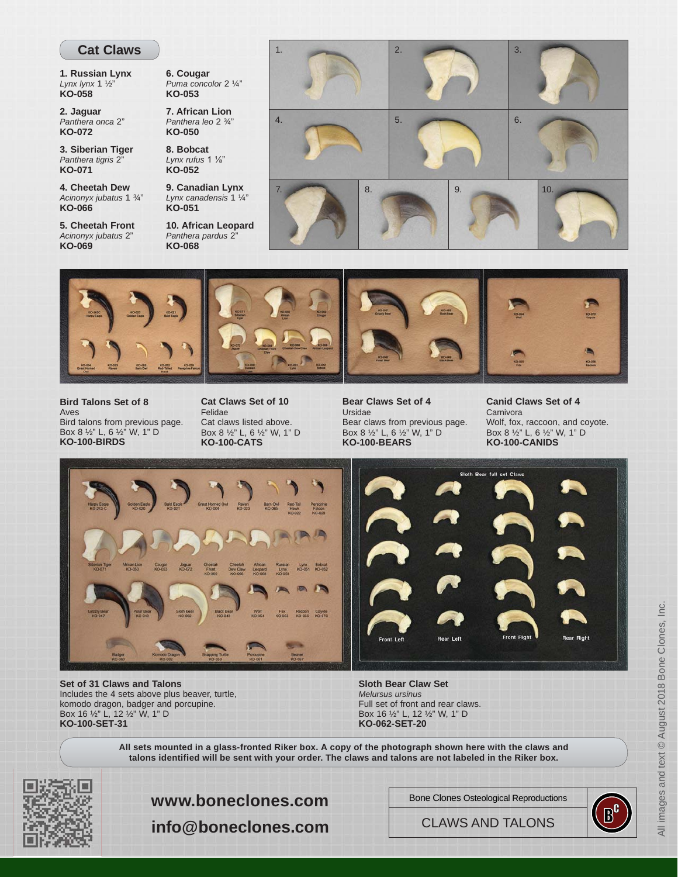## Cat Claws

**1. Russian Lynx**
*Lynx lynx* 1 ½"
**KO-058**

**2. Jaguar**
*Panthera onca* 2"
**KO-072**

**3. Siberian Tiger**
*Panthera tigris* 2"
**KO-071**

**4. Cheetah Dew**
*Acinonyx jubatus* 1 ¾"
**KO-066**

**5. Cheetah Front**
*Acinonyx jubatus* 2"
**KO-069**

**6. Cougar**
*Puma concolor* 2 ¼"
**KO-053**

**7. African Lion**
*Panthera leo* 2 ¾"
**KO-050**

**8. Bobcat**
*Lynx rufus* 1 ⅛"
**KO-052**

**9. Canadian Lynx**
*Lynx canadensis* 1 ¼"
**KO-051**

**10. African Leopard**
*Panthera pardus* 2"
**KO-068**

**Bird Talons Set of 8**
Aves
Bird talons from previous page.
Box 8 ½" L, 6 ½" W, 1" D
**KO-100-BIRDS**

**Cat Claws Set of 10**
Felidae
Cat claws listed above.
Box 8 ½" L, 6 ½" W, 1" D
**KO-100-CATS**

**Bear Claws Set of 4**
Ursidae
Bear claws from previous page.
Box 8 ½" L, 6 ½" W, 1" D
**KO-100-BEARS**

**Canid Claws Set of 4**
Carnivora
Wolf, fox, raccoon, and coyote.
Box 8 ½" L, 6 ½" W, 1" D
**KO-100-CANIDS**

**Set of 31 Claws and Talons**
Includes the 4 sets above plus beaver, turtle, komodo dragon, badger and porcupine.
Box 16 ½" L, 12 ½" W, 1" D
**KO-100-SET-31**

**Sloth Bear Claw Set**
*Melursus ursinus*
Full set of front and rear claws.
Box 16 ½" L, 12 ½" W, 1" D
**KO-062-SET-20**

**All sets mounted in a glass-fronted Riker box. A copy of the photograph shown here with the claws and talons identified will be sent with your order. The claws and talons are not labeled in the Riker box.**

**www.boneclones.com**
**info@boneclones.com**

Bone Clones Osteological Reproductions
CLAWS AND TALONS

All images and text © August 2018 Bone Clones, Inc.